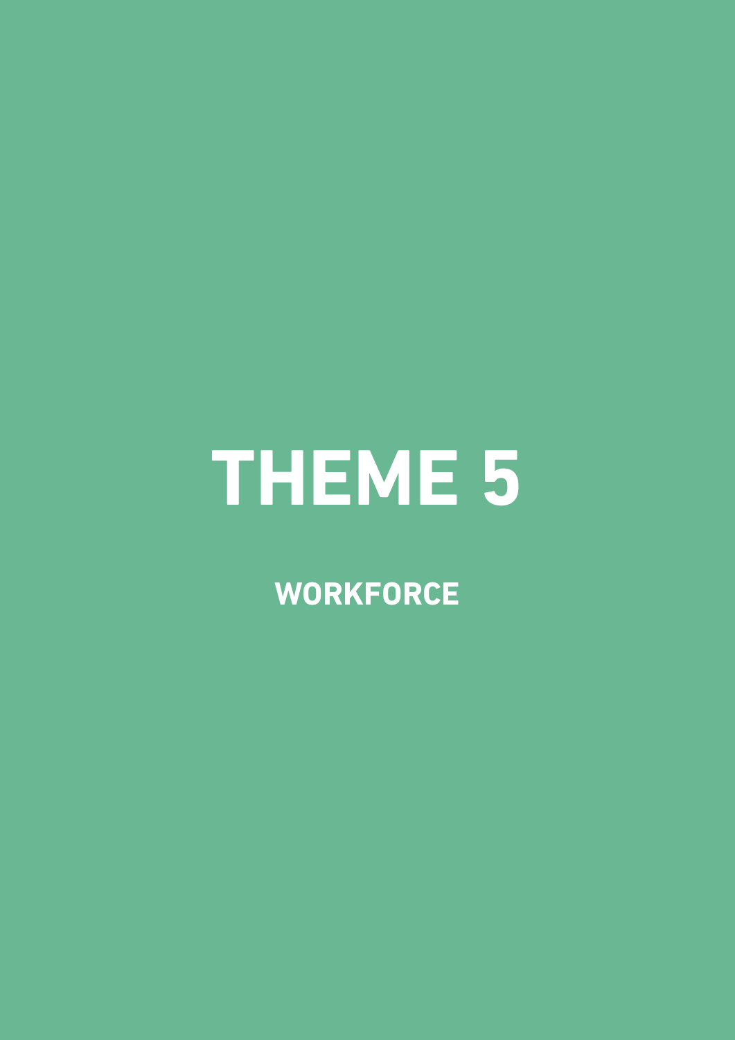# THEME 5

## WORKFORCE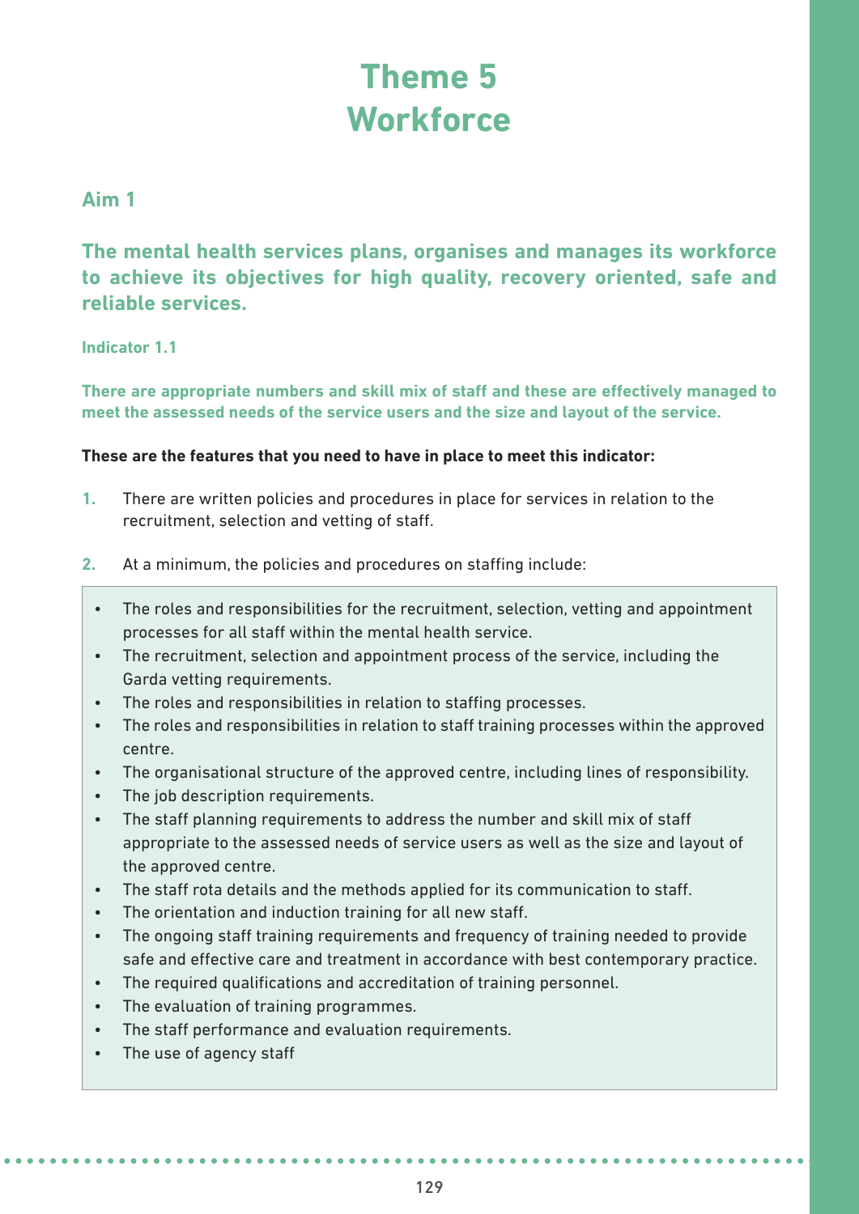# Theme 5
# Workforce

## Aim 1

**The mental health services plans, organises and manages its workforce to achieve its objectives for high quality, recovery oriented, safe and reliable services.**

### Indicator 1.1

**There are appropriate numbers and skill mix of staff and these are effectively managed to meet the assessed needs of the service users and the size and layout of the service.**

**These are the features that you need to have in place to meet this indicator:**

1. There are written policies and procedures in place for services in relation to the recruitment, selection and vetting of staff.

2. At a minimum, the policies and procedures on staffing include:

- The roles and responsibilities for the recruitment, selection, vetting and appointment processes for all staff within the mental health service.
- The recruitment, selection and appointment process of the service, including the Garda vetting requirements.
- The roles and responsibilities in relation to staffing processes.
- The roles and responsibilities in relation to staff training processes within the approved centre.
- The organisational structure of the approved centre, including lines of responsibility.
- The job description requirements.
- The staff planning requirements to address the number and skill mix of staff appropriate to the assessed needs of service users as well as the size and layout of the approved centre.
- The staff rota details and the methods applied for its communication to staff.
- The orientation and induction training for all new staff.
- The ongoing staff training requirements and frequency of training needed to provide safe and effective care and treatment in accordance with best contemporary practice.
- The required qualifications and accreditation of training personnel.
- The evaluation of training programmes.
- The staff performance and evaluation requirements.
- The use of agency staff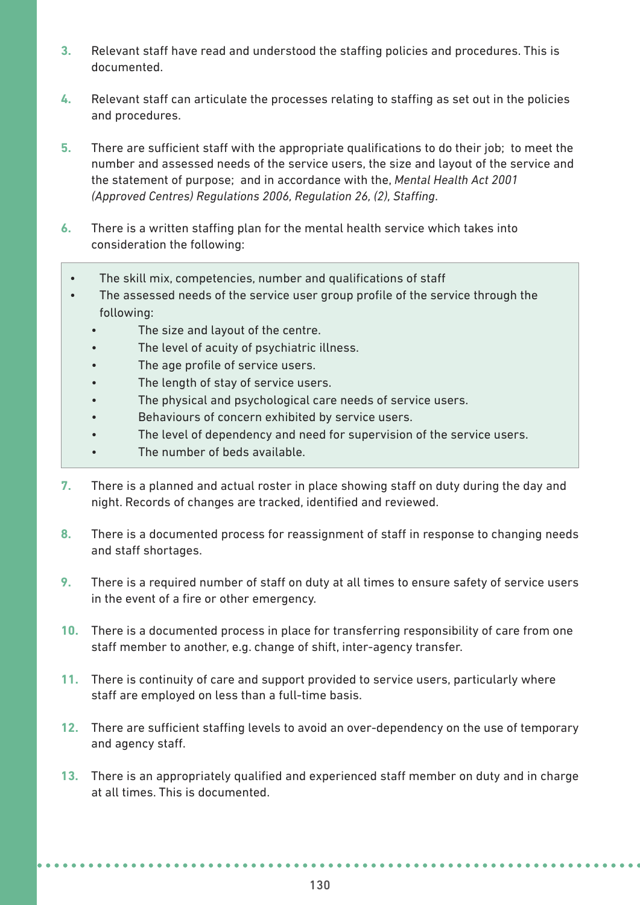3. Relevant staff have read and understood the staffing policies and procedures. This is documented.

4. Relevant staff can articulate the processes relating to staffing as set out in the policies and procedures.

5. There are sufficient staff with the appropriate qualifications to do their job; to meet the number and assessed needs of the service users, the size and layout of the service and the statement of purpose; and in accordance with the, *Mental Health Act 2001 (Approved Centres) Regulations 2006, Regulation 26, (2), Staffing*.

6. There is a written staffing plan for the mental health service which takes into consideration the following:

   - The skill mix, competencies, number and qualifications of staff
   - The assessed needs of the service user group profile of the service through the following:
     - The size and layout of the centre.
     - The level of acuity of psychiatric illness.
     - The age profile of service users.
     - The length of stay of service users.
     - The physical and psychological care needs of service users.
     - Behaviours of concern exhibited by service users.
     - The level of dependency and need for supervision of the service users.
     - The number of beds available.

7. There is a planned and actual roster in place showing staff on duty during the day and night. Records of changes are tracked, identified and reviewed.

8. There is a documented process for reassignment of staff in response to changing needs and staff shortages.

9. There is a required number of staff on duty at all times to ensure safety of service users in the event of a fire or other emergency.

10. There is a documented process in place for transferring responsibility of care from one staff member to another, e.g. change of shift, inter-agency transfer.

11. There is continuity of care and support provided to service users, particularly where staff are employed on less than a full-time basis.

12. There are sufficient staffing levels to avoid an over-dependency on the use of temporary and agency staff.

13. There is an appropriately qualified and experienced staff member on duty and in charge at all times. This is documented.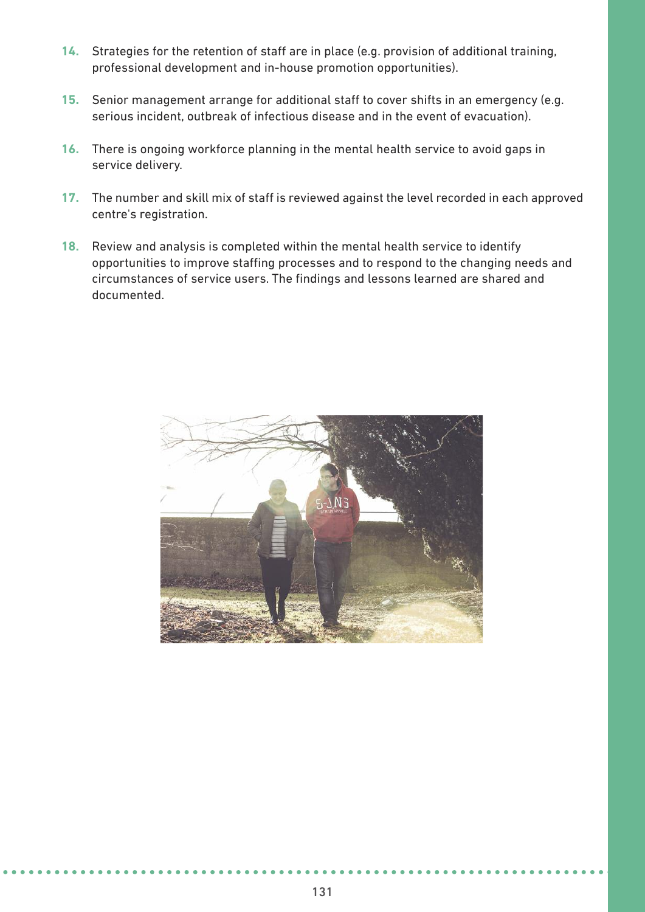14. Strategies for the retention of staff are in place (e.g. provision of additional training, professional development and in-house promotion opportunities).

15. Senior management arrange for additional staff to cover shifts in an emergency (e.g. serious incident, outbreak of infectious disease and in the event of evacuation).

16. There is ongoing workforce planning in the mental health service to avoid gaps in service delivery.

17. The number and skill mix of staff is reviewed against the level recorded in each approved centre's registration.

18. Review and analysis is completed within the mental health service to identify opportunities to improve staffing processes and to respond to the changing needs and circumstances of service users. The findings and lessons learned are shared and documented.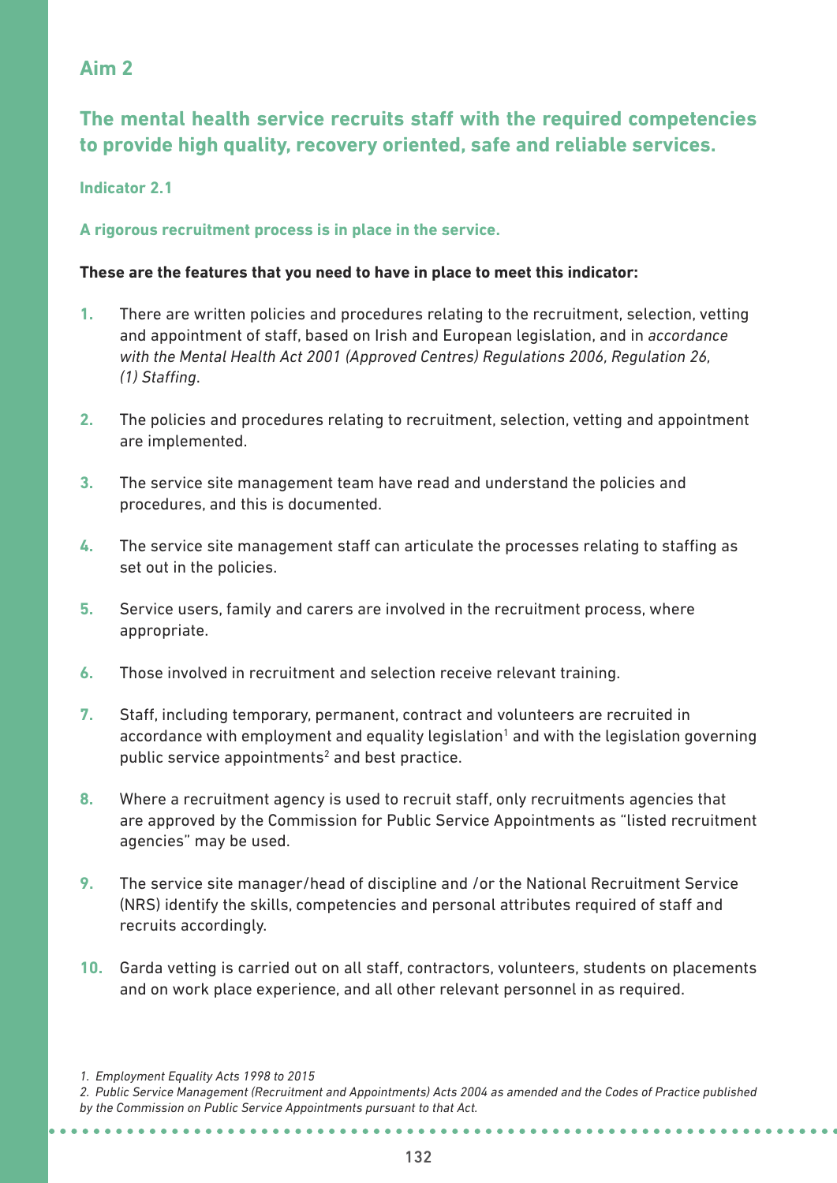## Aim 2

### The mental health service recruits staff with the required competencies to provide high quality, recovery oriented, safe and reliable services.

#### Indicator 2.1

**A rigorous recruitment process is in place in the service.**

**These are the features that you need to have in place to meet this indicator:**

1. There are written policies and procedures relating to the recruitment, selection, vetting and appointment of staff, based on Irish and European legislation, and in *accordance with the Mental Health Act 2001 (Approved Centres) Regulations 2006, Regulation 26, (1) Staffing*.
2. The policies and procedures relating to recruitment, selection, vetting and appointment are implemented.
3. The service site management team have read and understand the policies and procedures, and this is documented.
4. The service site management staff can articulate the processes relating to staffing as set out in the policies.
5. Service users, family and carers are involved in the recruitment process, where appropriate.
6. Those involved in recruitment and selection receive relevant training.
7. Staff, including temporary, permanent, contract and volunteers are recruited in accordance with employment and equality legislation[1] and with the legislation governing public service appointments[2] and best practice.
8. Where a recruitment agency is used to recruit staff, only recruitments agencies that are approved by the Commission for Public Service Appointments as "listed recruitment agencies" may be used.
9. The service site manager/head of discipline and /or the National Recruitment Service (NRS) identify the skills, competencies and personal attributes required of staff and recruits accordingly.
10. Garda vetting is carried out on all staff, contractors, volunteers, students on placements and on work place experience, and all other relevant personnel in as required.

---

*1. Employment Equality Acts 1998 to 2015*

*2. Public Service Management (Recruitment and Appointments) Acts 2004 as amended and the Codes of Practice published by the Commission on Public Service Appointments pursuant to that Act.*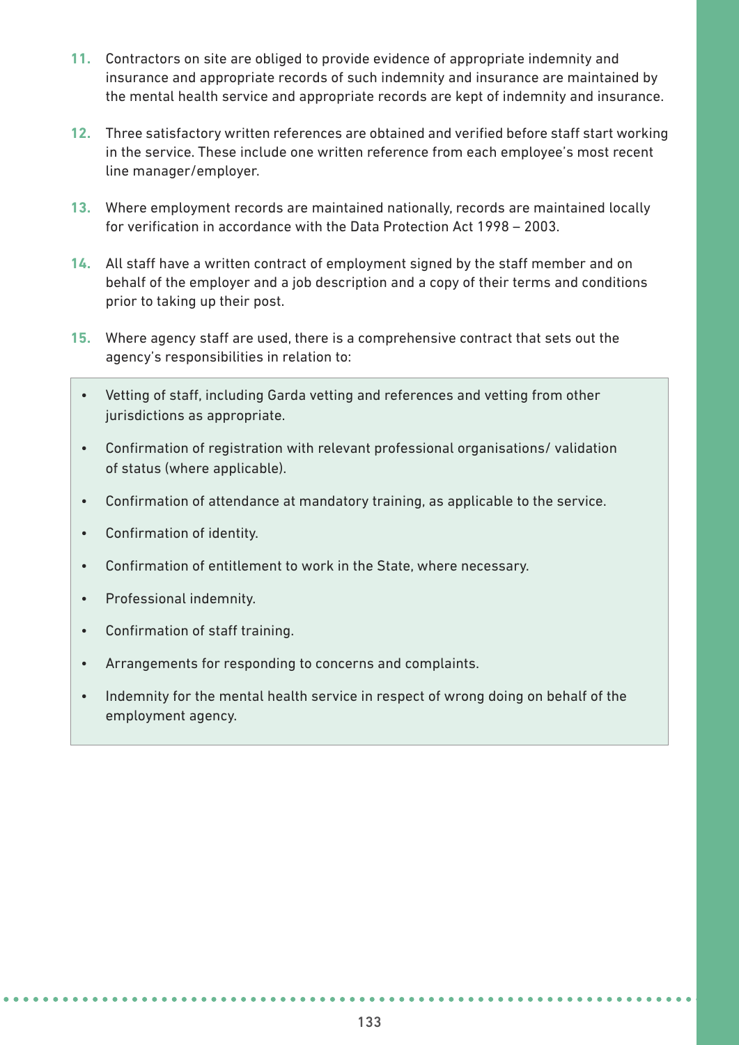11. Contractors on site are obliged to provide evidence of appropriate indemnity and insurance and appropriate records of such indemnity and insurance are maintained by the mental health service and appropriate records are kept of indemnity and insurance.

12. Three satisfactory written references are obtained and verified before staff start working in the service. These include one written reference from each employee's most recent line manager/employer.

13. Where employment records are maintained nationally, records are maintained locally for verification in accordance with the Data Protection Act 1998 – 2003.

14. All staff have a written contract of employment signed by the staff member and on behalf of the employer and a job description and a copy of their terms and conditions prior to taking up their post.

15. Where agency staff are used, there is a comprehensive contract that sets out the agency's responsibilities in relation to:

- Vetting of staff, including Garda vetting and references and vetting from other jurisdictions as appropriate.
- Confirmation of registration with relevant professional organisations/ validation of status (where applicable).
- Confirmation of attendance at mandatory training, as applicable to the service.
- Confirmation of identity.
- Confirmation of entitlement to work in the State, where necessary.
- Professional indemnity.
- Confirmation of staff training.
- Arrangements for responding to concerns and complaints.
- Indemnity for the mental health service in respect of wrong doing on behalf of the employment agency.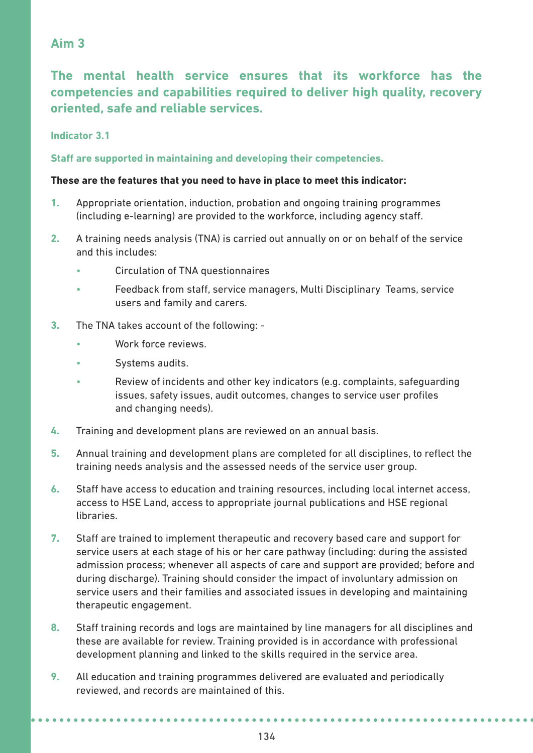## Aim 3

### The mental health service ensures that its workforce has the competencies and capabilities required to deliver high quality, recovery oriented, safe and reliable services.

#### Indicator 3.1

**Staff are supported in maintaining and developing their competencies.**

**These are the features that you need to have in place to meet this indicator:**

1. Appropriate orientation, induction, probation and ongoing training programmes (including e-learning) are provided to the workforce, including agency staff.
2. A training needs analysis (TNA) is carried out annually on or on behalf of the service and this includes:
   - Circulation of TNA questionnaires
   - Feedback from staff, service managers, Multi Disciplinary Teams, service users and family and carers.
3. The TNA takes account of the following: -
   - Work force reviews.
   - Systems audits.
   - Review of incidents and other key indicators (e.g. complaints, safeguarding issues, safety issues, audit outcomes, changes to service user profiles and changing needs).
4. Training and development plans are reviewed on an annual basis.
5. Annual training and development plans are completed for all disciplines, to reflect the training needs analysis and the assessed needs of the service user group.
6. Staff have access to education and training resources, including local internet access, access to HSE Land, access to appropriate journal publications and HSE regional libraries.
7. Staff are trained to implement therapeutic and recovery based care and support for service users at each stage of his or her care pathway (including: during the assisted admission process; whenever all aspects of care and support are provided; before and during discharge). Training should consider the impact of involuntary admission on service users and their families and associated issues in developing and maintaining therapeutic engagement.
8. Staff training records and logs are maintained by line managers for all disciplines and these are available for review. Training provided is in accordance with professional development planning and linked to the skills required in the service area.
9. All education and training programmes delivered are evaluated and periodically reviewed, and records are maintained of this.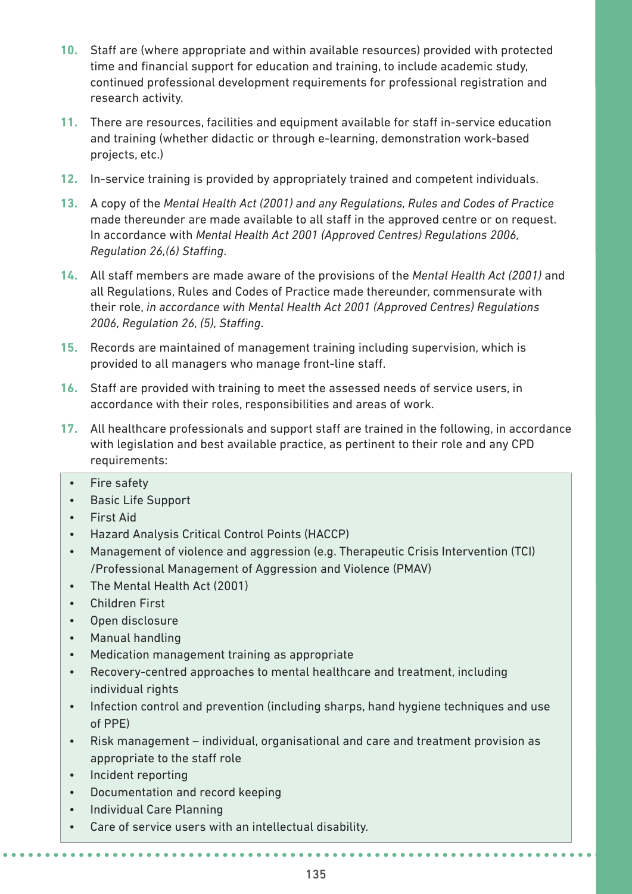10. Staff are (where appropriate and within available resources) provided with protected time and financial support for education and training, to include academic study, continued professional development requirements for professional registration and research activity.

11. There are resources, facilities and equipment available for staff in-service education and training (whether didactic or through e-learning, demonstration work-based projects, etc.)

12. In-service training is provided by appropriately trained and competent individuals.

13. A copy of the *Mental Health Act (2001) and any Regulations, Rules and Codes of Practice* made thereunder are made available to all staff in the approved centre or on request. In accordance with *Mental Health Act 2001 (Approved Centres) Regulations 2006, Regulation 26,(6) Staffing*.

14. All staff members are made aware of the provisions of the *Mental Health Act (2001)* and all Regulations, Rules and Codes of Practice made thereunder, commensurate with their role, *in accordance with Mental Health Act 2001 (Approved Centres) Regulations 2006, Regulation 26, (5), Staffing*.

15. Records are maintained of management training including supervision, which is provided to all managers who manage front-line staff.

16. Staff are provided with training to meet the assessed needs of service users, in accordance with their roles, responsibilities and areas of work.

17. All healthcare professionals and support staff are trained in the following, in accordance with legislation and best available practice, as pertinent to their role and any CPD requirements:

- Fire safety
- Basic Life Support
- First Aid
- Hazard Analysis Critical Control Points (HACCP)
- Management of violence and aggression (e.g. Therapeutic Crisis Intervention (TCI) /Professional Management of Aggression and Violence (PMAV)
- The Mental Health Act (2001)
- Children First
- Open disclosure
- Manual handling
- Medication management training as appropriate
- Recovery-centred approaches to mental healthcare and treatment, including individual rights
- Infection control and prevention (including sharps, hand hygiene techniques and use of PPE)
- Risk management – individual, organisational and care and treatment provision as appropriate to the staff role
- Incident reporting
- Documentation and record keeping
- Individual Care Planning
- Care of service users with an intellectual disability.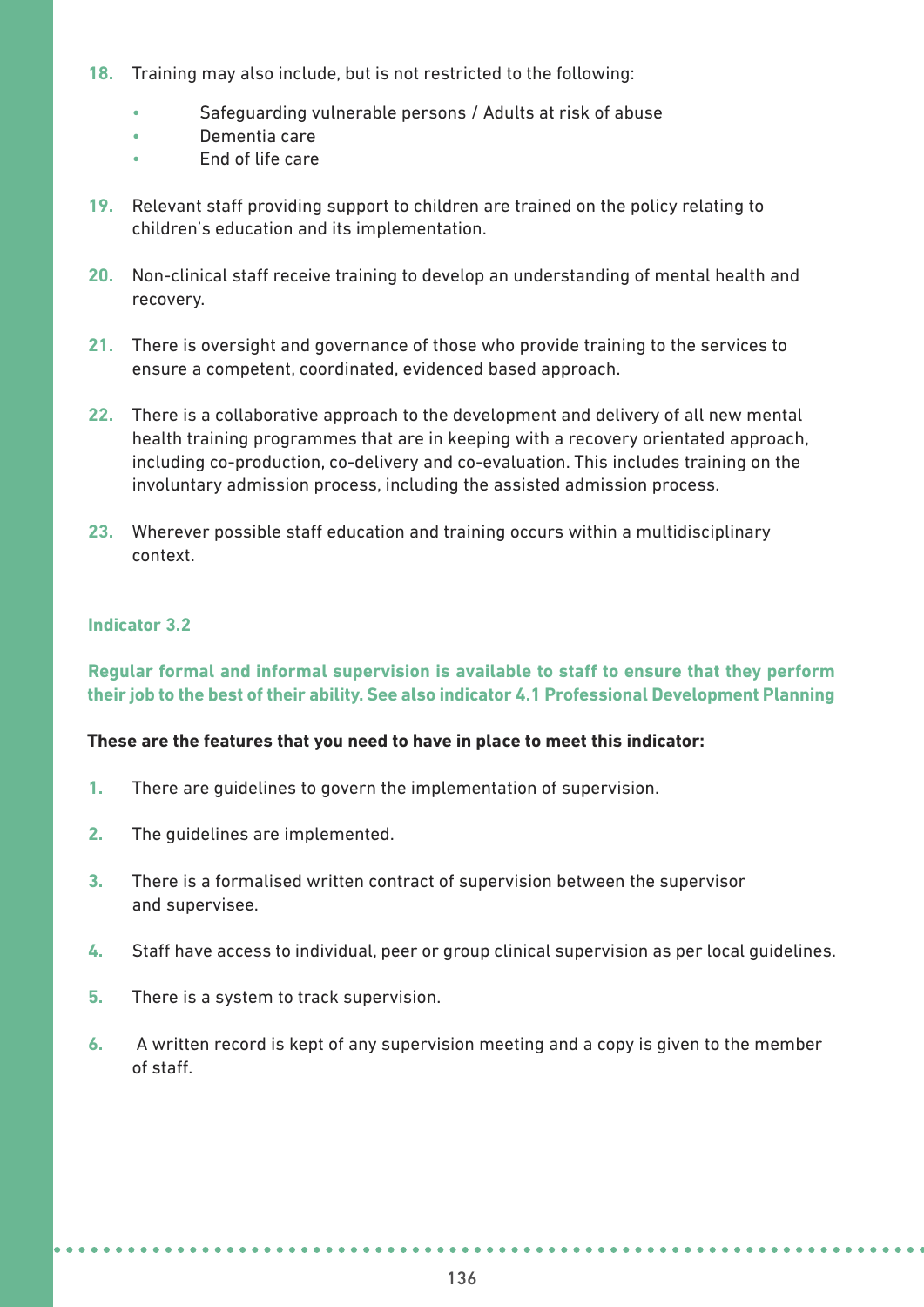18. Training may also include, but is not restricted to the following:
    - Safeguarding vulnerable persons / Adults at risk of abuse
    - Dementia care
    - End of life care

19. Relevant staff providing support to children are trained on the policy relating to children's education and its implementation.

20. Non-clinical staff receive training to develop an understanding of mental health and recovery.

21. There is oversight and governance of those who provide training to the services to ensure a competent, coordinated, evidenced based approach.

22. There is a collaborative approach to the development and delivery of all new mental health training programmes that are in keeping with a recovery orientated approach, including co-production, co-delivery and co-evaluation. This includes training on the involuntary admission process, including the assisted admission process.

23. Wherever possible staff education and training occurs within a multidisciplinary context.

### Indicator 3.2

**Regular formal and informal supervision is available to staff to ensure that they perform their job to the best of their ability. See also indicator 4.1 Professional Development Planning**

**These are the features that you need to have in place to meet this indicator:**

1. There are guidelines to govern the implementation of supervision.

2. The guidelines are implemented.

3. There is a formalised written contract of supervision between the supervisor and supervisee.

4. Staff have access to individual, peer or group clinical supervision as per local guidelines.

5. There is a system to track supervision.

6. A written record is kept of any supervision meeting and a copy is given to the member of staff.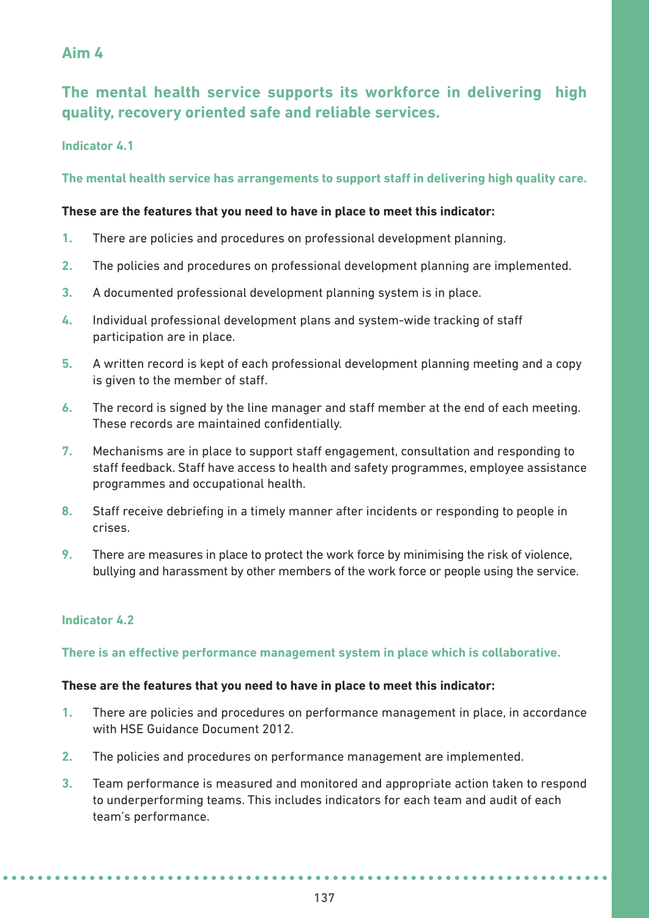## Aim 4

### The mental health service supports its workforce in delivering high quality, recovery oriented safe and reliable services.

#### Indicator 4.1

**The mental health service has arrangements to support staff in delivering high quality care.**

**These are the features that you need to have in place to meet this indicator:**

1. There are policies and procedures on professional development planning.
2. The policies and procedures on professional development planning are implemented.
3. A documented professional development planning system is in place.
4. Individual professional development plans and system-wide tracking of staff participation are in place.
5. A written record is kept of each professional development planning meeting and a copy is given to the member of staff.
6. The record is signed by the line manager and staff member at the end of each meeting. These records are maintained confidentially.
7. Mechanisms are in place to support staff engagement, consultation and responding to staff feedback. Staff have access to health and safety programmes, employee assistance programmes and occupational health.
8. Staff receive debriefing in a timely manner after incidents or responding to people in crises.
9. There are measures in place to protect the work force by minimising the risk of violence, bullying and harassment by other members of the work force or people using the service.

#### Indicator 4.2

**There is an effective performance management system in place which is collaborative.**

**These are the features that you need to have in place to meet this indicator:**

1. There are policies and procedures on performance management in place, in accordance with HSE Guidance Document 2012.
2. The policies and procedures on performance management are implemented.
3. Team performance is measured and monitored and appropriate action taken to respond to underperforming teams. This includes indicators for each team and audit of each team's performance.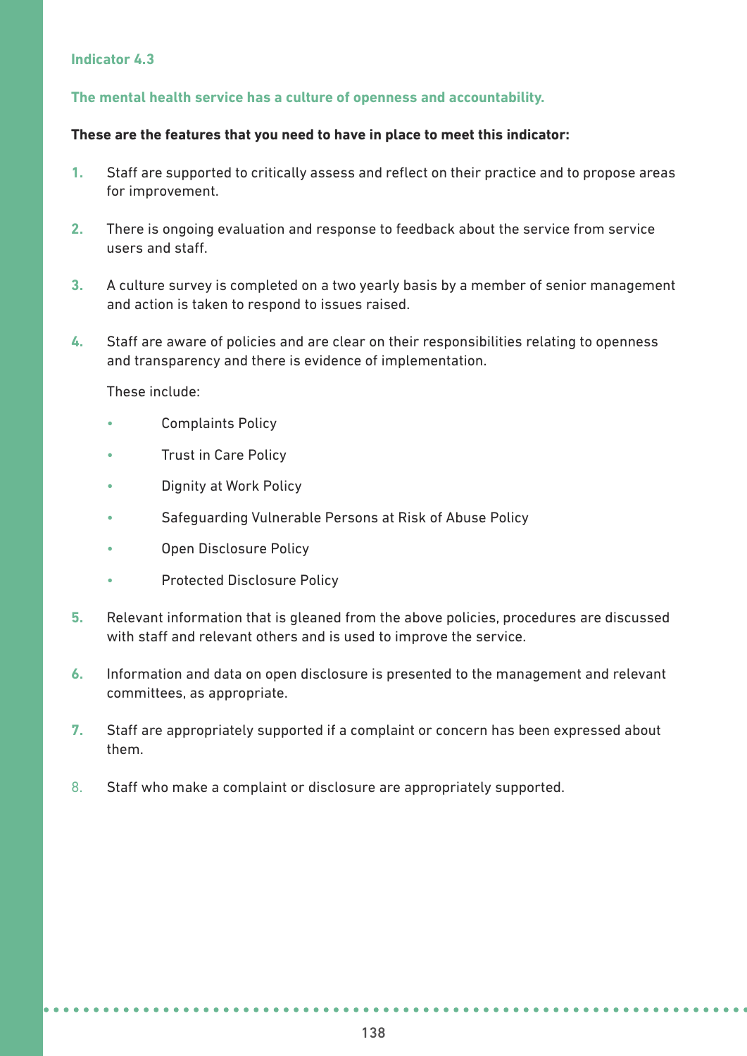### Indicator 4.3

### The mental health service has a culture of openness and accountability.

**These are the features that you need to have in place to meet this indicator:**

1. Staff are supported to critically assess and reflect on their practice and to propose areas for improvement.

2. There is ongoing evaluation and response to feedback about the service from service users and staff.

3. A culture survey is completed on a two yearly basis by a member of senior management and action is taken to respond to issues raised.

4. Staff are aware of policies and are clear on their responsibilities relating to openness and transparency and there is evidence of implementation.

   These include:

   - Complaints Policy
   - Trust in Care Policy
   - Dignity at Work Policy
   - Safeguarding Vulnerable Persons at Risk of Abuse Policy
   - Open Disclosure Policy
   - Protected Disclosure Policy

5. Relevant information that is gleaned from the above policies, procedures are discussed with staff and relevant others and is used to improve the service.

6. Information and data on open disclosure is presented to the management and relevant committees, as appropriate.

7. Staff are appropriately supported if a complaint or concern has been expressed about them.

8. Staff who make a complaint or disclosure are appropriately supported.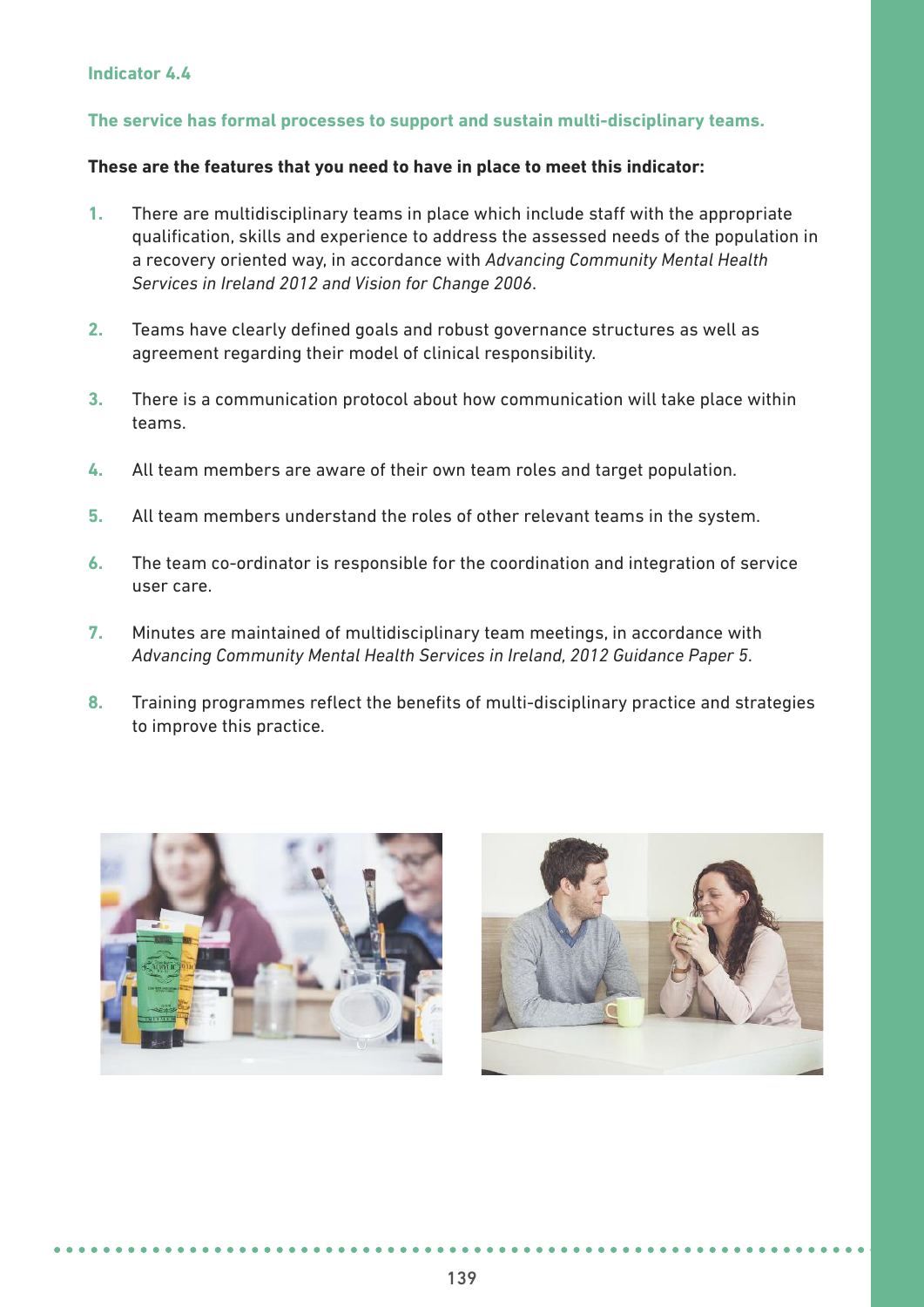### Indicator 4.4

**The service has formal processes to support and sustain multi-disciplinary teams.**

**These are the features that you need to have in place to meet this indicator:**

1. There are multidisciplinary teams in place which include staff with the appropriate qualification, skills and experience to address the assessed needs of the population in a recovery oriented way, in accordance with *Advancing Community Mental Health Services in Ireland 2012 and Vision for Change 2006*.
2. Teams have clearly defined goals and robust governance structures as well as agreement regarding their model of clinical responsibility.
3. There is a communication protocol about how communication will take place within teams.
4. All team members are aware of their own team roles and target population.
5. All team members understand the roles of other relevant teams in the system.
6. The team co-ordinator is responsible for the coordination and integration of service user care.
7. Minutes are maintained of multidisciplinary team meetings, in accordance with *Advancing Community Mental Health Services in Ireland, 2012 Guidance Paper 5*.
8. Training programmes reflect the benefits of multi-disciplinary practice and strategies to improve this practice.